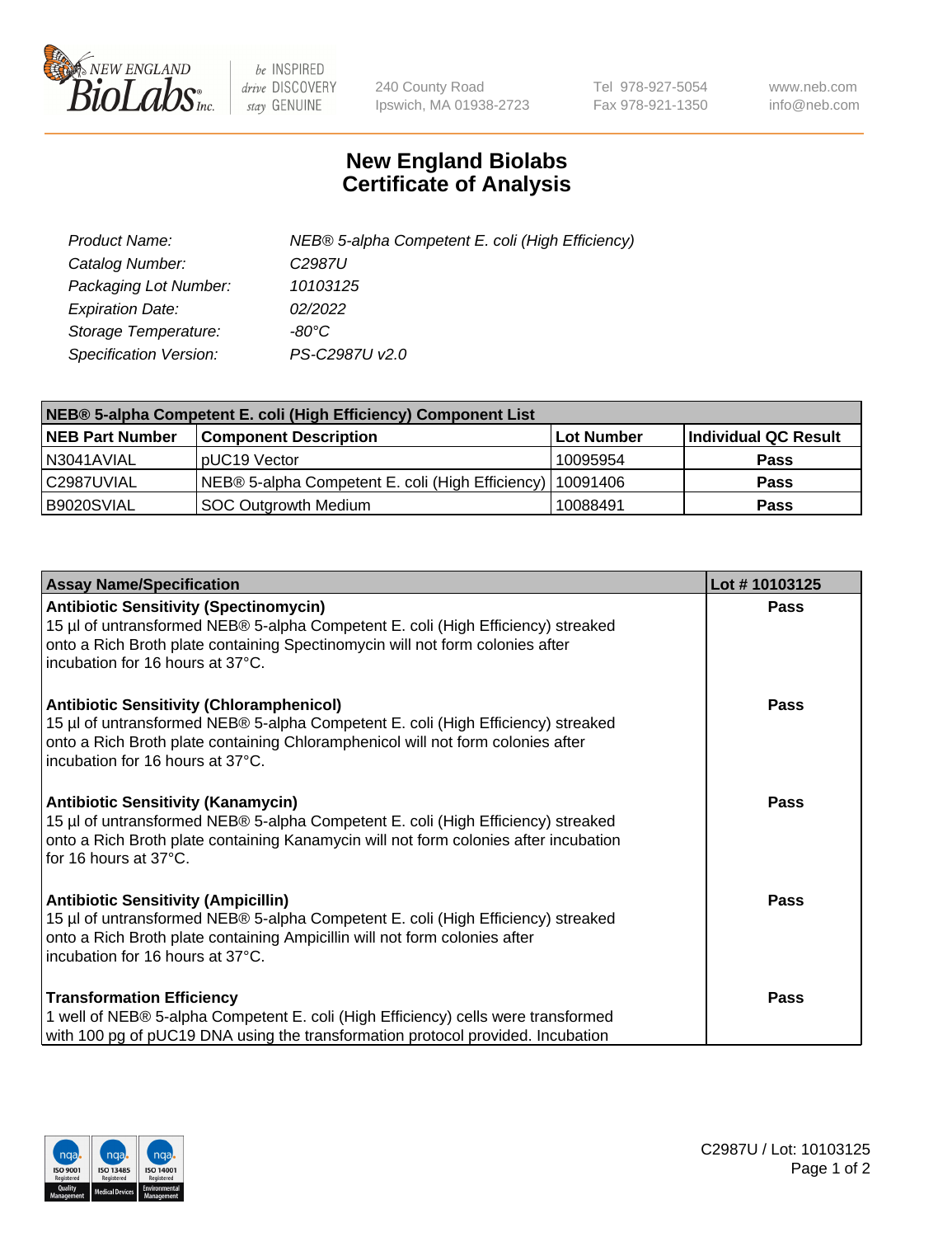New England BioLabs Inc. — be INSPIRED drive DISCOVERY stay GENUINE

240 County Road
Ipswich, MA 01938-2723

Tel 978-927-5054
Fax 978-921-1350

www.neb.com
info@neb.com

# New England Biolabs
# Certificate of Analysis

| | |
|---|---|
| *Product Name:* | *NEB® 5-alpha Competent E. coli (High Efficiency)* |
| *Catalog Number:* | *C2987U* |
| *Packaging Lot Number:* | *10103125* |
| *Expiration Date:* | *02/2022* |
| *Storage Temperature:* | *-80°C* |
| *Specification Version:* | *PS-C2987U v2.0* |

| NEB® 5-alpha Competent E. coli (High Efficiency) Component List | | | |
|---|---|---|---|
| **NEB Part Number** | **Component Description** | **Lot Number** | **Individual QC Result** |
| N3041AVIAL | pUC19 Vector | 10095954 | **Pass** |
| C2987UVIAL | NEB® 5-alpha Competent E. coli (High Efficiency) | 10091406 | **Pass** |
| B9020SVIAL | SOC Outgrowth Medium | 10088491 | **Pass** |

| Assay Name/Specification | Lot # 10103125 |
|---|---|
| **Antibiotic Sensitivity (Spectinomycin)**<br>15 µl of untransformed NEB® 5-alpha Competent E. coli (High Efficiency) streaked onto a Rich Broth plate containing Spectinomycin will not form colonies after incubation for 16 hours at 37°C. | **Pass** |
| **Antibiotic Sensitivity (Chloramphenicol)**<br>15 µl of untransformed NEB® 5-alpha Competent E. coli (High Efficiency) streaked onto a Rich Broth plate containing Chloramphenicol will not form colonies after incubation for 16 hours at 37°C. | **Pass** |
| **Antibiotic Sensitivity (Kanamycin)**<br>15 µl of untransformed NEB® 5-alpha Competent E. coli (High Efficiency) streaked onto a Rich Broth plate containing Kanamycin will not form colonies after incubation for 16 hours at 37°C. | **Pass** |
| **Antibiotic Sensitivity (Ampicillin)**<br>15 µl of untransformed NEB® 5-alpha Competent E. coli (High Efficiency) streaked onto a Rich Broth plate containing Ampicillin will not form colonies after incubation for 16 hours at 37°C. | **Pass** |
| **Transformation Efficiency**<br>1 well of NEB® 5-alpha Competent E. coli (High Efficiency) cells were transformed with 100 pg of pUC19 DNA using the transformation protocol provided. Incubation | **Pass** |

C2987U / Lot: 10103125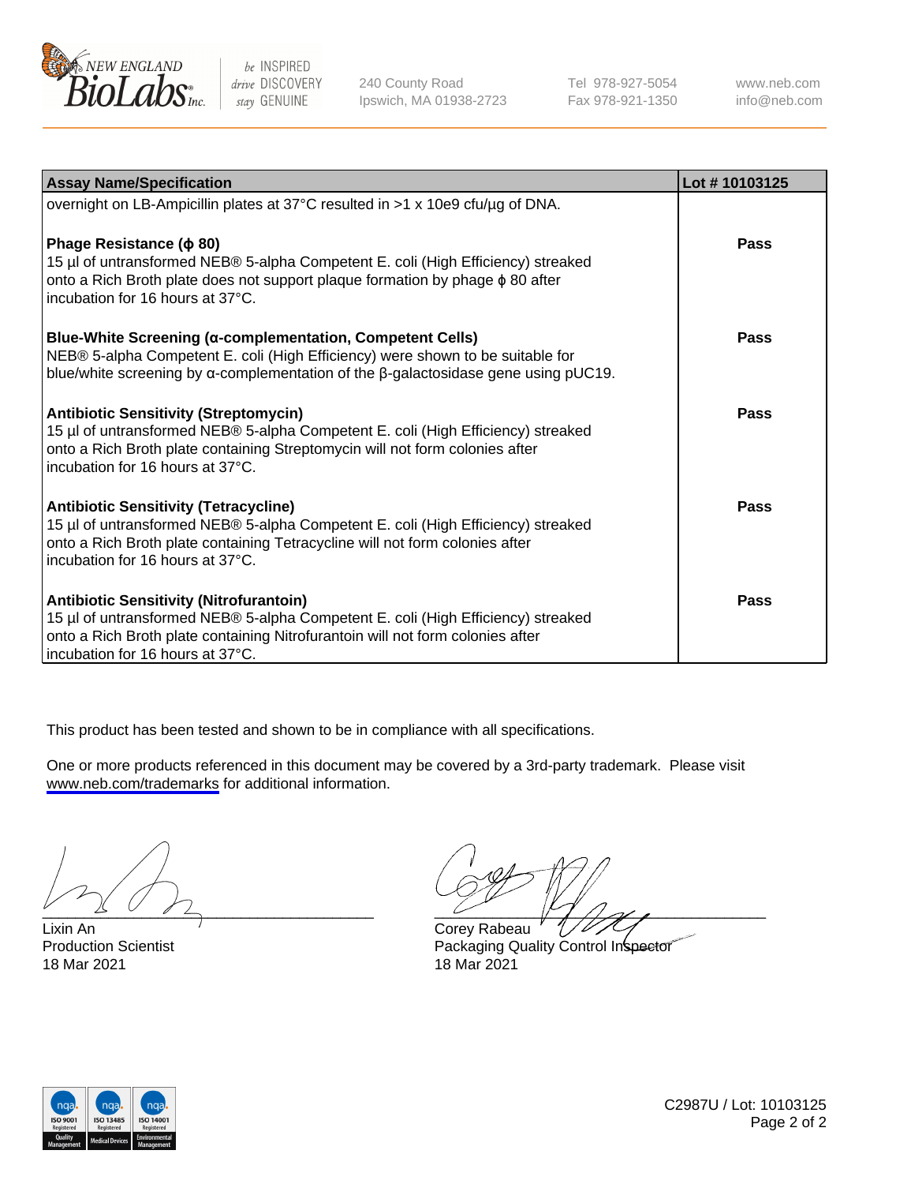| Assay Name/Specification | Lot # 10103125 |
|---|---|
| overnight on LB-Ampicillin plates at 37°C resulted in >1 x 10e9 cfu/µg of DNA. | |
| **Phage Resistance (ϕ 80)**<br>15 µl of untransformed NEB® 5-alpha Competent E. coli (High Efficiency) streaked onto a Rich Broth plate does not support plaque formation by phage ϕ 80 after incubation for 16 hours at 37°C. | **Pass** |
| **Blue-White Screening (α-complementation, Competent Cells)**<br>NEB® 5-alpha Competent E. coli (High Efficiency) were shown to be suitable for blue/white screening by α-complementation of the β-galactosidase gene using pUC19. | **Pass** |
| **Antibiotic Sensitivity (Streptomycin)**<br>15 µl of untransformed NEB® 5-alpha Competent E. coli (High Efficiency) streaked onto a Rich Broth plate containing Streptomycin will not form colonies after incubation for 16 hours at 37°C. | **Pass** |
| **Antibiotic Sensitivity (Tetracycline)**<br>15 µl of untransformed NEB® 5-alpha Competent E. coli (High Efficiency) streaked onto a Rich Broth plate containing Tetracycline will not form colonies after incubation for 16 hours at 37°C. | **Pass** |
| **Antibiotic Sensitivity (Nitrofurantoin)**<br>15 µl of untransformed NEB® 5-alpha Competent E. coli (High Efficiency) streaked onto a Rich Broth plate containing Nitrofurantoin will not form colonies after incubation for 16 hours at 37°C. | **Pass** |

This product has been tested and shown to be in compliance with all specifications.

One or more products referenced in this document may be covered by a 3rd-party trademark. Please visit www.neb.com/trademarks for additional information.

Lixin An
Production Scientist
18 Mar 2021

Corey Rabeau
Packaging Quality Control Inspector
18 Mar 2021

C2987U / Lot: 10103125